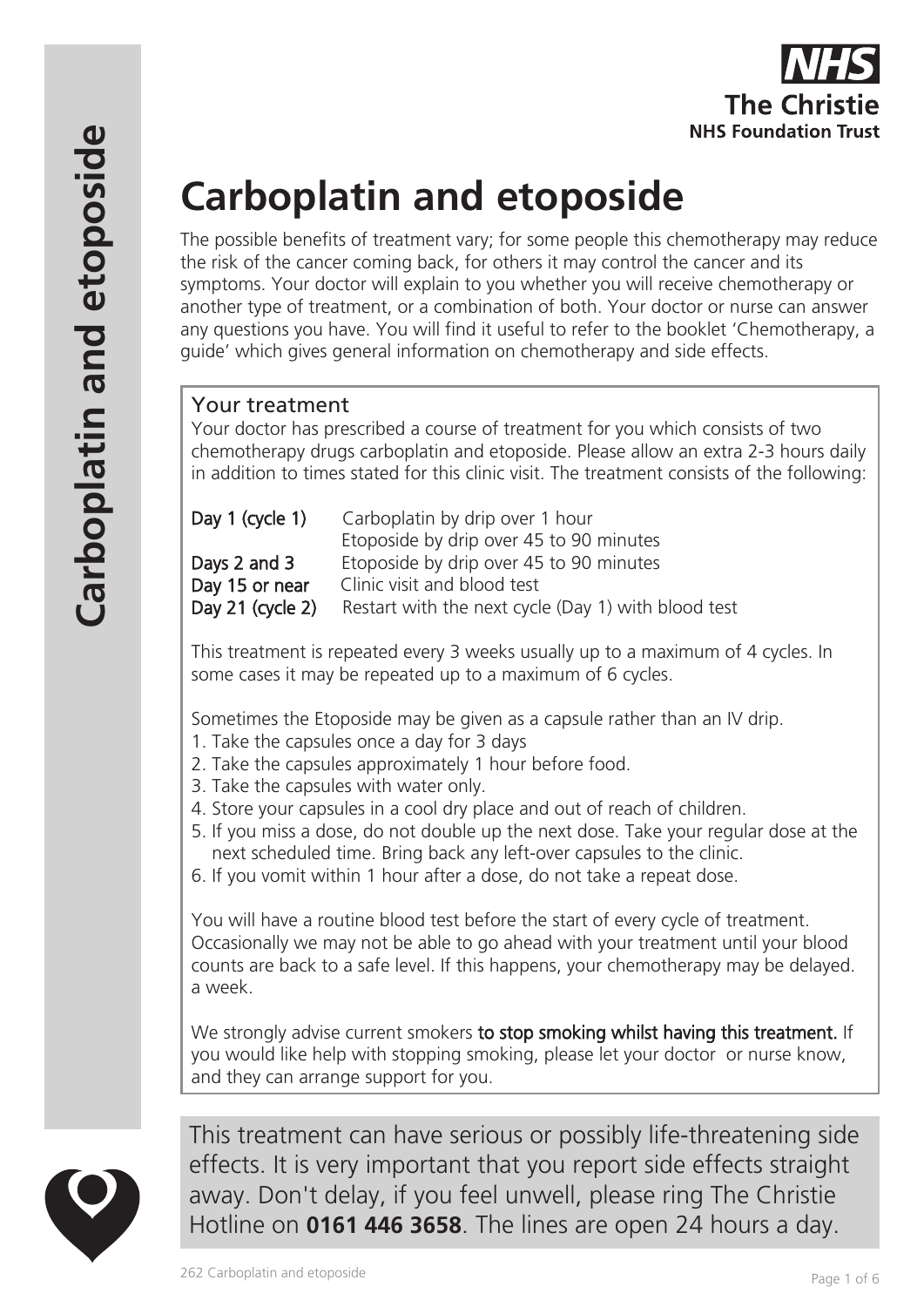The Christie NHS Foundation Trust

# Carboplatin and etoposide

The possible benefits of treatment vary; for some people this chemotherapy may reduce the risk of the cancer coming back, for others it may control the cancer and its symptoms. Your doctor will explain to you whether you will receive chemotherapy or another type of treatment, or a combination of both. Your doctor or nurse can answer any questions you have. You will find it useful to refer to the booklet 'Chemotherapy, a guide' which gives general information on chemotherapy and side effects.

## Your treatment

Your doctor has prescribed a course of treatment for you which consists of two chemotherapy drugs carboplatin and etoposide. Please allow an extra 2-3 hours daily in addition to times stated for this clinic visit. The treatment consists of the following:

| | |
|---|---|
| **Day 1 (cycle 1)** | Carboplatin by drip over 1 hour<br>Etoposide by drip over 45 to 90 minutes |
| **Days 2 and 3** | Etoposide by drip over 45 to 90 minutes |
| **Day 15 or near** | Clinic visit and blood test |
| **Day 21 (cycle 2)** | Restart with the next cycle (Day 1) with blood test |

This treatment is repeated every 3 weeks usually up to a maximum of 4 cycles. In some cases it may be repeated up to a maximum of 6 cycles.

Sometimes the Etoposide may be given as a capsule rather than an IV drip.

1. Take the capsules once a day for 3 days
2. Take the capsules approximately 1 hour before food.
3. Take the capsules with water only.
4. Store your capsules in a cool dry place and out of reach of children.
5. If you miss a dose, do not double up the next dose. Take your regular dose at the next scheduled time. Bring back any left-over capsules to the clinic.
6. If you vomit within 1 hour after a dose, do not take a repeat dose.

You will have a routine blood test before the start of every cycle of treatment. Occasionally we may not be able to go ahead with your treatment until your blood counts are back to a safe level. If this happens, your chemotherapy may be delayed. a week.

We strongly advise current smokers **to stop smoking whilst having this treatment.** If you would like help with stopping smoking, please let your doctor or nurse know, and they can arrange support for you.

This treatment can have serious or possibly life-threatening side effects. It is very important that you report side effects straight away. Don't delay, if you feel unwell, please ring The Christie Hotline on **0161 446 3658**. The lines are open 24 hours a day.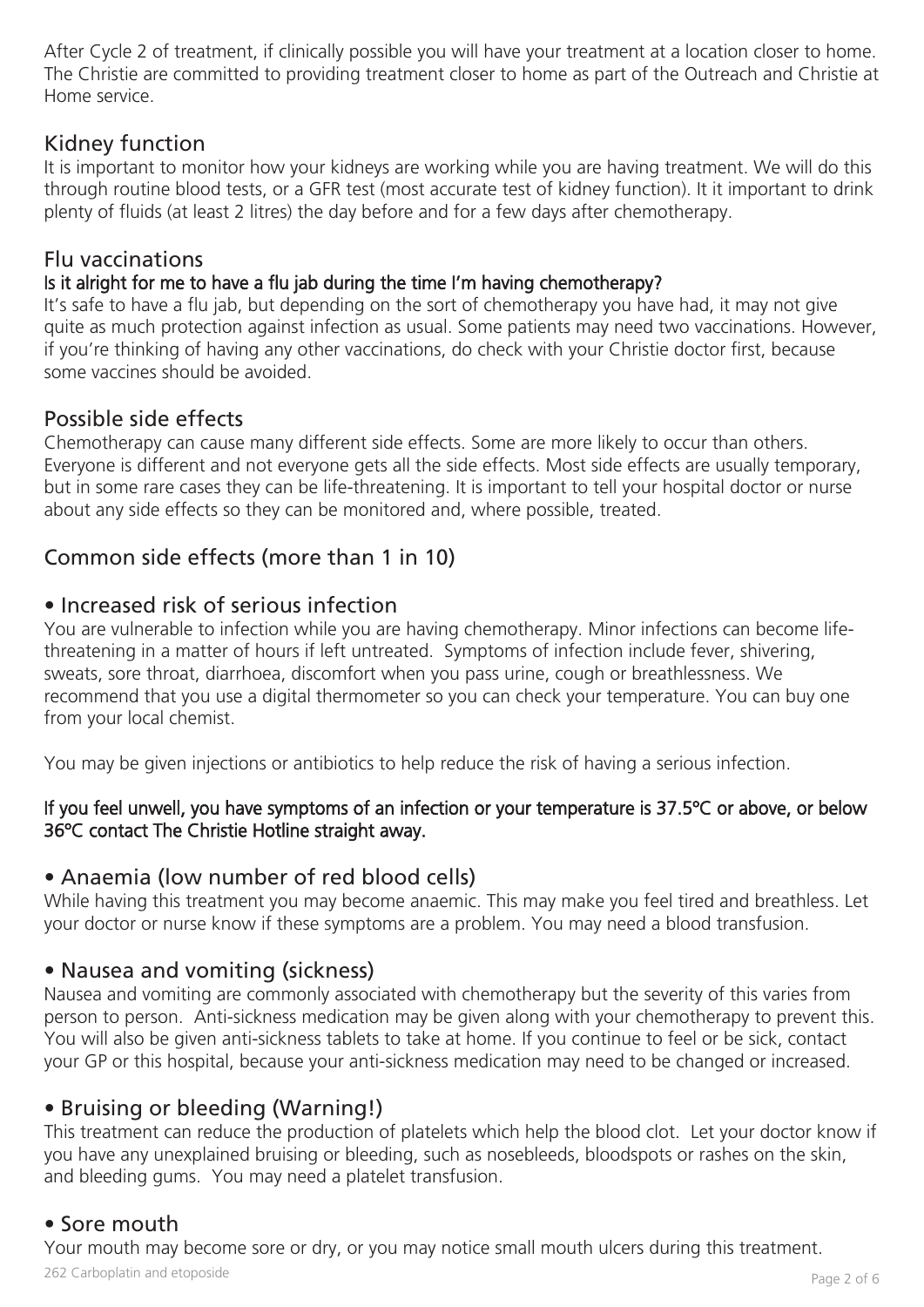After Cycle 2 of treatment, if clinically possible you will have your treatment at a location closer to home. The Christie are committed to providing treatment closer to home as part of the Outreach and Christie at Home service.

## Kidney function

It is important to monitor how your kidneys are working while you are having treatment. We will do this through routine blood tests, or a GFR test (most accurate test of kidney function). It it important to drink plenty of fluids (at least 2 litres) the day before and for a few days after chemotherapy.

## Flu vaccinations

**Is it alright for me to have a flu jab during the time I'm having chemotherapy?**

It's safe to have a flu jab, but depending on the sort of chemotherapy you have had, it may not give quite as much protection against infection as usual. Some patients may need two vaccinations. However, if you're thinking of having any other vaccinations, do check with your Christie doctor first, because some vaccines should be avoided.

## Possible side effects

Chemotherapy can cause many different side effects. Some are more likely to occur than others. Everyone is different and not everyone gets all the side effects. Most side effects are usually temporary, but in some rare cases they can be life-threatening. It is important to tell your hospital doctor or nurse about any side effects so they can be monitored and, where possible, treated.

## Common side effects (more than 1 in 10)

### • Increased risk of serious infection

You are vulnerable to infection while you are having chemotherapy. Minor infections can become life-threatening in a matter of hours if left untreated. Symptoms of infection include fever, shivering, sweats, sore throat, diarrhoea, discomfort when you pass urine, cough or breathlessness. We recommend that you use a digital thermometer so you can check your temperature. You can buy one from your local chemist.

You may be given injections or antibiotics to help reduce the risk of having a serious infection.

**If you feel unwell, you have symptoms of an infection or your temperature is 37.5ºC or above, or below 36ºC contact The Christie Hotline straight away.**

### • Anaemia (low number of red blood cells)

While having this treatment you may become anaemic. This may make you feel tired and breathless. Let your doctor or nurse know if these symptoms are a problem. You may need a blood transfusion.

### • Nausea and vomiting (sickness)

Nausea and vomiting are commonly associated with chemotherapy but the severity of this varies from person to person. Anti-sickness medication may be given along with your chemotherapy to prevent this. You will also be given anti-sickness tablets to take at home. If you continue to feel or be sick, contact your GP or this hospital, because your anti-sickness medication may need to be changed or increased.

### • Bruising or bleeding (Warning!)

This treatment can reduce the production of platelets which help the blood clot. Let your doctor know if you have any unexplained bruising or bleeding, such as nosebleeds, bloodspots or rashes on the skin, and bleeding gums. You may need a platelet transfusion.

### • Sore mouth

Your mouth may become sore or dry, or you may notice small mouth ulcers during this treatment.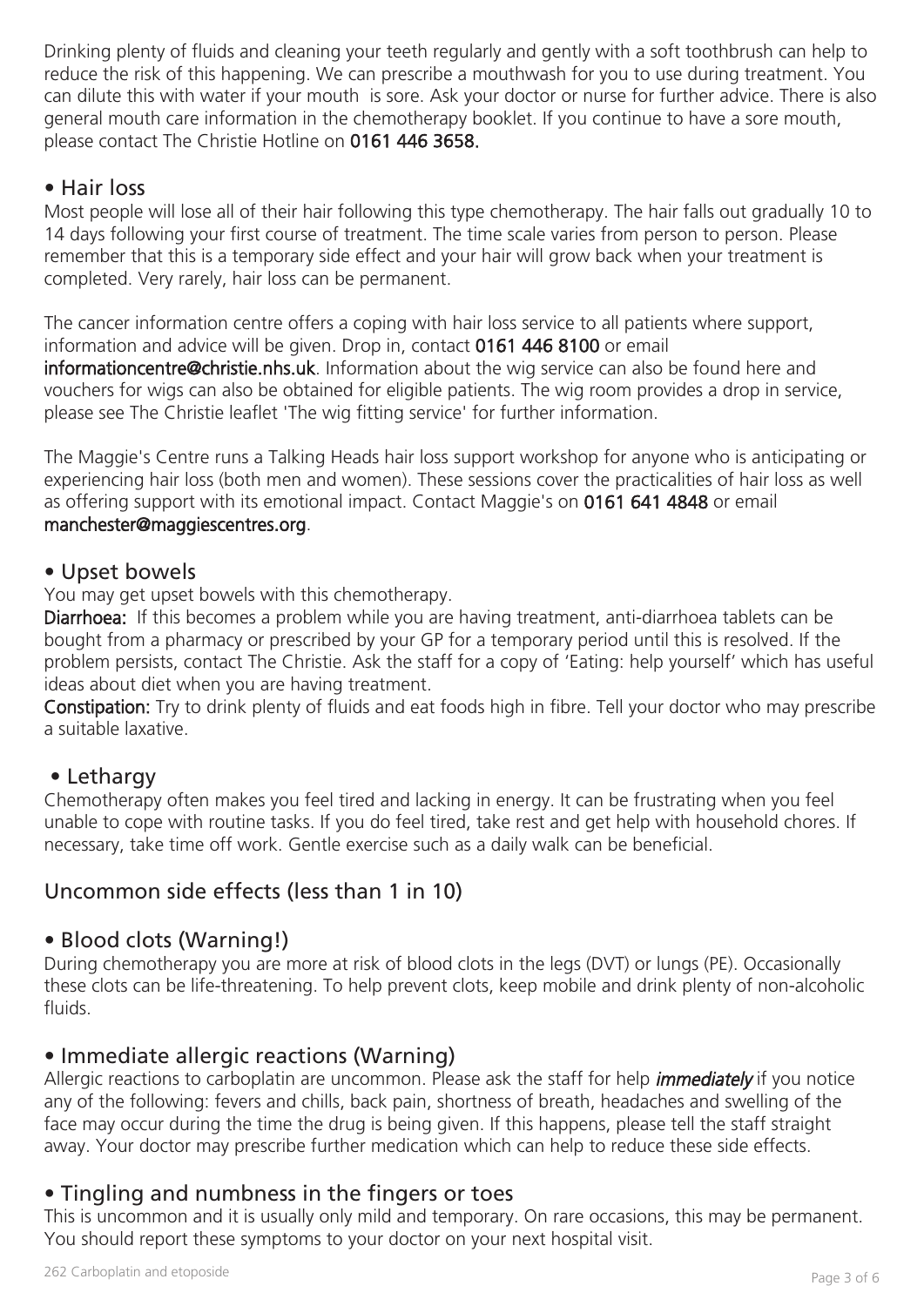Drinking plenty of fluids and cleaning your teeth regularly and gently with a soft toothbrush can help to reduce the risk of this happening. We can prescribe a mouthwash for you to use during treatment. You can dilute this with water if your mouth is sore. Ask your doctor or nurse for further advice. There is also general mouth care information in the chemotherapy booklet. If you continue to have a sore mouth, please contact The Christie Hotline on **0161 446 3658.**

## • Hair loss

Most people will lose all of their hair following this type chemotherapy. The hair falls out gradually 10 to 14 days following your first course of treatment. The time scale varies from person to person. Please remember that this is a temporary side effect and your hair will grow back when your treatment is completed. Very rarely, hair loss can be permanent.

The cancer information centre offers a coping with hair loss service to all patients where support, information and advice will be given. Drop in, contact **0161 446 8100** or email **informationcentre@christie.nhs.uk**. Information about the wig service can also be found here and vouchers for wigs can also be obtained for eligible patients. The wig room provides a drop in service, please see The Christie leaflet 'The wig fitting service' for further information.

The Maggie's Centre runs a Talking Heads hair loss support workshop for anyone who is anticipating or experiencing hair loss (both men and women). These sessions cover the practicalities of hair loss as well as offering support with its emotional impact. Contact Maggie's on **0161 641 4848** or email **manchester@maggiescentres.org**.

## • Upset bowels

You may get upset bowels with this chemotherapy.

**Diarrhoea:** If this becomes a problem while you are having treatment, anti-diarrhoea tablets can be bought from a pharmacy or prescribed by your GP for a temporary period until this is resolved. If the problem persists, contact The Christie. Ask the staff for a copy of 'Eating: help yourself' which has useful ideas about diet when you are having treatment.

**Constipation:** Try to drink plenty of fluids and eat foods high in fibre. Tell your doctor who may prescribe a suitable laxative.

## • Lethargy

Chemotherapy often makes you feel tired and lacking in energy. It can be frustrating when you feel unable to cope with routine tasks. If you do feel tired, take rest and get help with household chores. If necessary, take time off work. Gentle exercise such as a daily walk can be beneficial.

# Uncommon side effects (less than 1 in 10)

## • Blood clots (Warning!)

During chemotherapy you are more at risk of blood clots in the legs (DVT) or lungs (PE). Occasionally these clots can be life-threatening. To help prevent clots, keep mobile and drink plenty of non-alcoholic fluids.

## • Immediate allergic reactions (Warning)

Allergic reactions to carboplatin are uncommon. Please ask the staff for help ***immediately*** if you notice any of the following: fevers and chills, back pain, shortness of breath, headaches and swelling of the face may occur during the time the drug is being given. If this happens, please tell the staff straight away. Your doctor may prescribe further medication which can help to reduce these side effects.

## • Tingling and numbness in the fingers or toes

This is uncommon and it is usually only mild and temporary. On rare occasions, this may be permanent. You should report these symptoms to your doctor on your next hospital visit.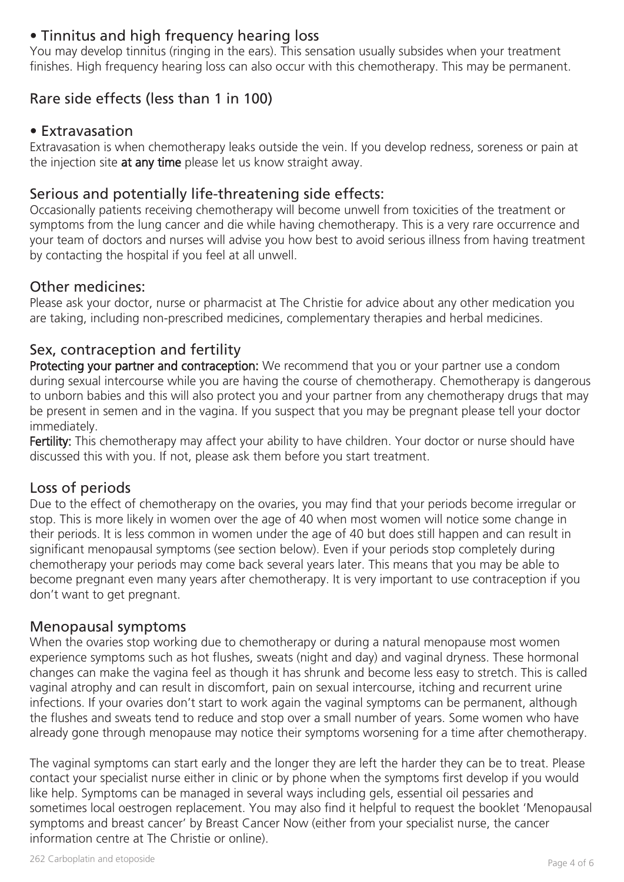### • Tinnitus and high frequency hearing loss

You may develop tinnitus (ringing in the ears). This sensation usually subsides when your treatment finishes. High frequency hearing loss can also occur with this chemotherapy. This may be permanent.

## Rare side effects (less than 1 in 100)

### • Extravasation

Extravasation is when chemotherapy leaks outside the vein. If you develop redness, soreness or pain at the injection site **at any time** please let us know straight away.

## Serious and potentially life-threatening side effects:

Occasionally patients receiving chemotherapy will become unwell from toxicities of the treatment or symptoms from the lung cancer and die while having chemotherapy. This is a very rare occurrence and your team of doctors and nurses will advise you how best to avoid serious illness from having treatment by contacting the hospital if you feel at all unwell.

## Other medicines:

Please ask your doctor, nurse or pharmacist at The Christie for advice about any other medication you are taking, including non-prescribed medicines, complementary therapies and herbal medicines.

## Sex, contraception and fertility

**Protecting your partner and contraception:** We recommend that you or your partner use a condom during sexual intercourse while you are having the course of chemotherapy. Chemotherapy is dangerous to unborn babies and this will also protect you and your partner from any chemotherapy drugs that may be present in semen and in the vagina. If you suspect that you may be pregnant please tell your doctor immediately.

**Fertility:** This chemotherapy may affect your ability to have children. Your doctor or nurse should have discussed this with you. If not, please ask them before you start treatment.

## Loss of periods

Due to the effect of chemotherapy on the ovaries, you may find that your periods become irregular or stop. This is more likely in women over the age of 40 when most women will notice some change in their periods. It is less common in women under the age of 40 but does still happen and can result in significant menopausal symptoms (see section below). Even if your periods stop completely during chemotherapy your periods may come back several years later. This means that you may be able to become pregnant even many years after chemotherapy. It is very important to use contraception if you don't want to get pregnant.

## Menopausal symptoms

When the ovaries stop working due to chemotherapy or during a natural menopause most women experience symptoms such as hot flushes, sweats (night and day) and vaginal dryness. These hormonal changes can make the vagina feel as though it has shrunk and become less easy to stretch. This is called vaginal atrophy and can result in discomfort, pain on sexual intercourse, itching and recurrent urine infections. If your ovaries don't start to work again the vaginal symptoms can be permanent, although the flushes and sweats tend to reduce and stop over a small number of years. Some women who have already gone through menopause may notice their symptoms worsening for a time after chemotherapy.

The vaginal symptoms can start early and the longer they are left the harder they can be to treat. Please contact your specialist nurse either in clinic or by phone when the symptoms first develop if you would like help. Symptoms can be managed in several ways including gels, essential oil pessaries and sometimes local oestrogen replacement. You may also find it helpful to request the booklet 'Menopausal symptoms and breast cancer' by Breast Cancer Now (either from your specialist nurse, the cancer information centre at The Christie or online).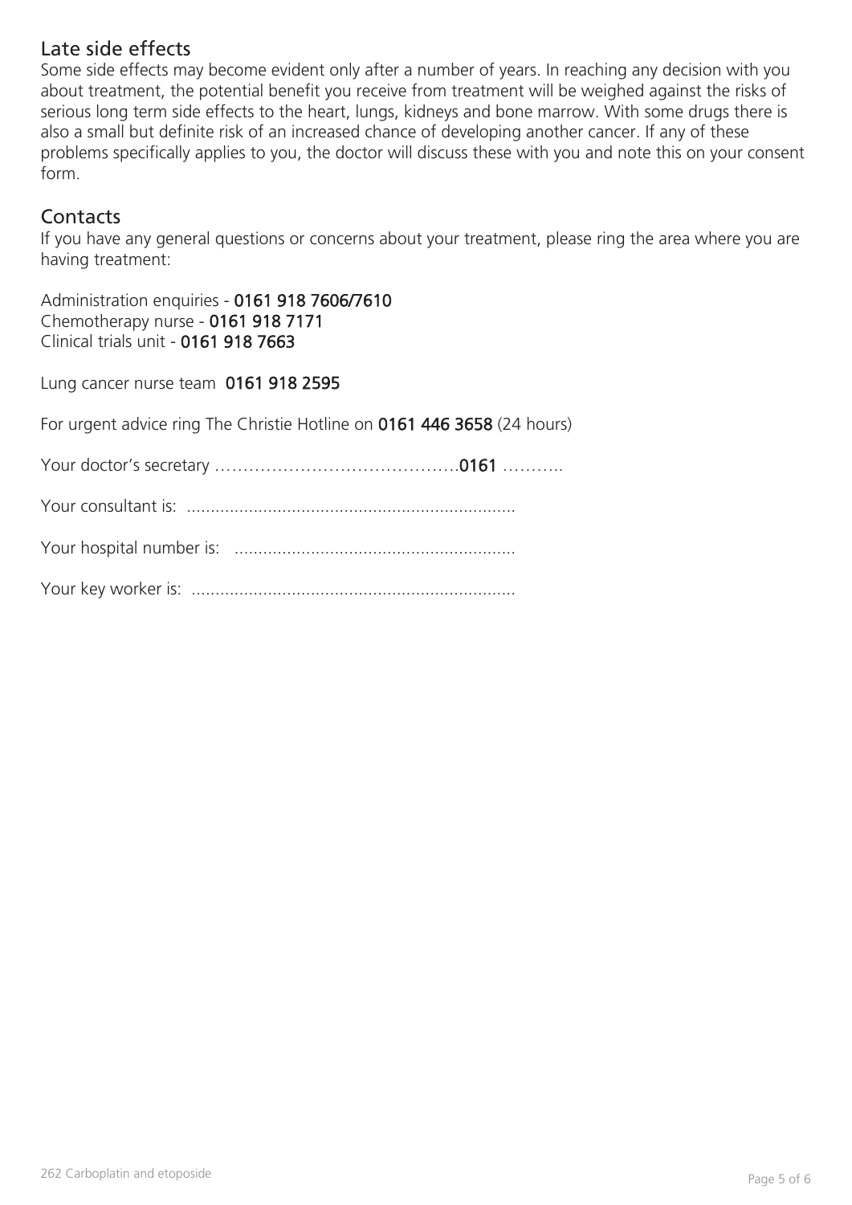## Late side effects

Some side effects may become evident only after a number of years. In reaching any decision with you about treatment, the potential benefit you receive from treatment will be weighed against the risks of serious long term side effects to the heart, lungs, kidneys and bone marrow. With some drugs there is also a small but definite risk of an increased chance of developing another cancer. If any of these problems specifically applies to you, the doctor will discuss these with you and note this on your consent form.

## Contacts

If you have any general questions or concerns about your treatment, please ring the area where you are having treatment:

Administration enquiries - **0161 918 7606/7610**
Chemotherapy nurse - **0161 918 7171**
Clinical trials unit - **0161 918 7663**

Lung cancer nurse team **0161 918 2595**

For urgent advice ring The Christie Hotline on **0161 446 3658** (24 hours)

Your doctor's secretary …………………………………….**0161** ………..

Your consultant is: ....................................................................

Your hospital number is: ..........................................................

Your key worker is: ...................................................................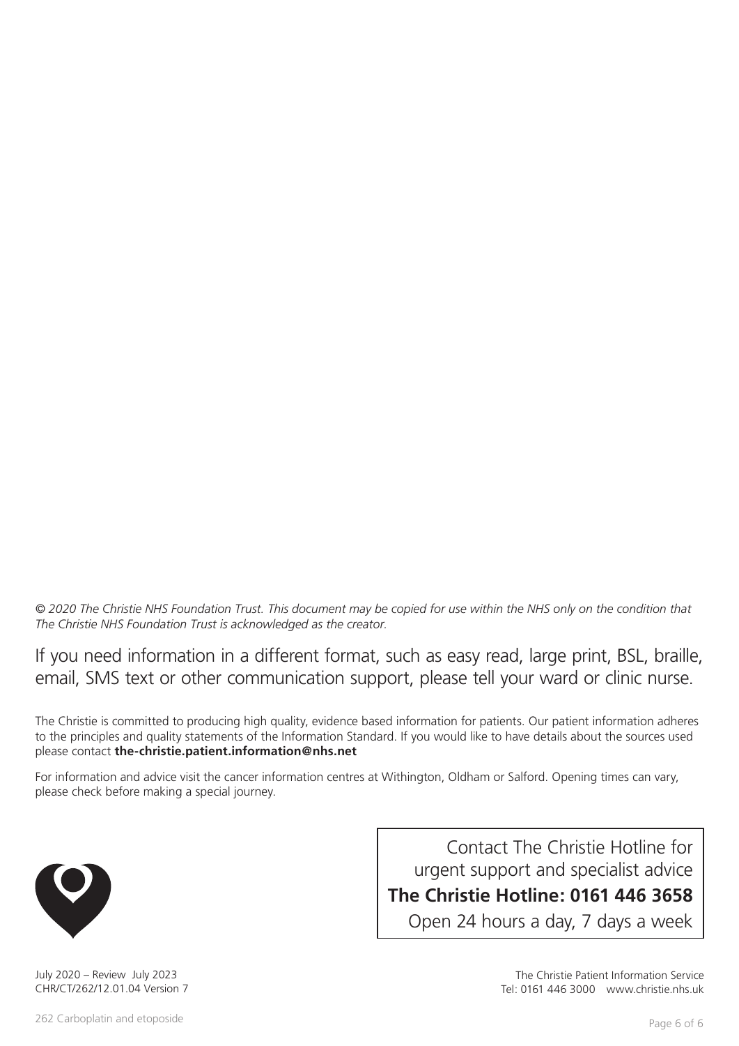*© 2020 The Christie NHS Foundation Trust. This document may be copied for use within the NHS only on the condition that The Christie NHS Foundation Trust is acknowledged as the creator.*

If you need information in a different format, such as easy read, large print, BSL, braille, email, SMS text or other communication support, please tell your ward or clinic nurse.

The Christie is committed to producing high quality, evidence based information for patients. Our patient information adheres to the principles and quality statements of the Information Standard. If you would like to have details about the sources used please contact **the-christie.patient.information@nhs.net**

For information and advice visit the cancer information centres at Withington, Oldham or Salford. Opening times can vary, please check before making a special journey.

Contact The Christie Hotline for urgent support and specialist advice

**The Christie Hotline: 0161 446 3658**

Open 24 hours a day, 7 days a week

July 2020 – Review July 2023
CHR/CT/262/12.01.04 Version 7

The Christie Patient Information Service
Tel: 0161 446 3000 www.christie.nhs.uk

262 Carboplatin and etoposide